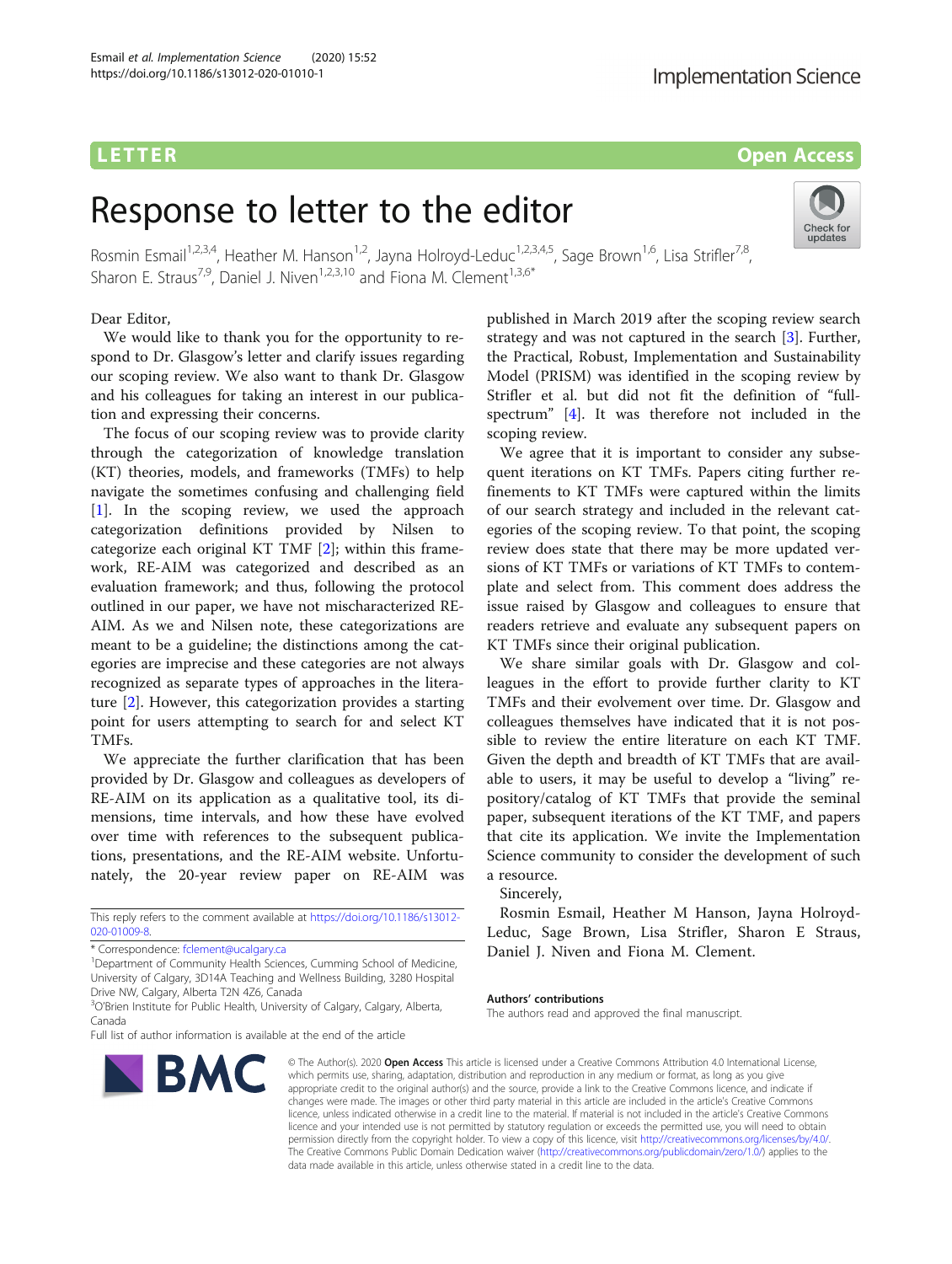LETTER

Open Access

# Response to letter to the editor

Rosmin Esmail[1,2,3,4], Heather M. Hanson[1,2], Jayna Holroyd-Leduc[1,2,3,4,5], Sage Brown[1,6], Lisa Strifler[7,8], Sharon E. Straus[7,9], Daniel J. Niven[1,2,3,10] and Fiona M. Clement[1,3,6*]

Dear Editor,

We would like to thank you for the opportunity to respond to Dr. Glasgow's letter and clarify issues regarding our scoping review. We also want to thank Dr. Glasgow and his colleagues for taking an interest in our publication and expressing their concerns.

The focus of our scoping review was to provide clarity through the categorization of knowledge translation (KT) theories, models, and frameworks (TMFs) to help navigate the sometimes confusing and challenging field [1]. In the scoping review, we used the approach categorization definitions provided by Nilsen to categorize each original KT TMF [2]; within this framework, RE-AIM was categorized and described as an evaluation framework; and thus, following the protocol outlined in our paper, we have not mischaracterized RE-AIM. As we and Nilsen note, these categorizations are meant to be a guideline; the distinctions among the categories are imprecise and these categories are not always recognized as separate types of approaches in the literature [2]. However, this categorization provides a starting point for users attempting to search for and select KT TMFs.

We appreciate the further clarification that has been provided by Dr. Glasgow and colleagues as developers of RE-AIM on its application as a qualitative tool, its dimensions, time intervals, and how these have evolved over time with references to the subsequent publications, presentations, and the RE-AIM website. Unfortunately, the 20-year review paper on RE-AIM was published in March 2019 after the scoping review search strategy and was not captured in the search [3]. Further, the Practical, Robust, Implementation and Sustainability Model (PRISM) was identified in the scoping review by Strifler et al. but did not fit the definition of "full-spectrum" [4]. It was therefore not included in the scoping review.

We agree that it is important to consider any subsequent iterations on KT TMFs. Papers citing further refinements to KT TMFs were captured within the limits of our search strategy and included in the relevant categories of the scoping review. To that point, the scoping review does state that there may be more updated versions of KT TMFs or variations of KT TMFs to contemplate and select from. This comment does address the issue raised by Glasgow and colleagues to ensure that readers retrieve and evaluate any subsequent papers on KT TMFs since their original publication.

We share similar goals with Dr. Glasgow and colleagues in the effort to provide further clarity to KT TMFs and their evolvement over time. Dr. Glasgow and colleagues themselves have indicated that it is not possible to review the entire literature on each KT TMF. Given the depth and breadth of KT TMFs that are available to users, it may be useful to develop a "living" repository/catalog of KT TMFs that provide the seminal paper, subsequent iterations of the KT TMF, and papers that cite its application. We invite the Implementation Science community to consider the development of such a resource.

Sincerely,

Rosmin Esmail, Heather M Hanson, Jayna Holroyd-Leduc, Sage Brown, Lisa Strifler, Sharon E Straus, Daniel J. Niven and Fiona M. Clement.

This reply refers to the comment available at https://doi.org/10.1186/s13012-020-01009-8.

\* Correspondence: fclement@ucalgary.ca

[1]Department of Community Health Sciences, Cumming School of Medicine, University of Calgary, 3D14A Teaching and Wellness Building, 3280 Hospital Drive NW, Calgary, Alberta T2N 4Z6, Canada

[3]O'Brien Institute for Public Health, University of Calgary, Calgary, Alberta, Canada

Full list of author information is available at the end of the article

### Authors' contributions

The authors read and approved the final manuscript.

© The Author(s). 2020 **Open Access** This article is licensed under a Creative Commons Attribution 4.0 International License, which permits use, sharing, adaptation, distribution and reproduction in any medium or format, as long as you give appropriate credit to the original author(s) and the source, provide a link to the Creative Commons licence, and indicate if changes were made. The images or other third party material in this article are included in the article's Creative Commons licence, unless indicated otherwise in a credit line to the material. If material is not included in the article's Creative Commons licence and your intended use is not permitted by statutory regulation or exceeds the permitted use, you will need to obtain permission directly from the copyright holder. To view a copy of this licence, visit http://creativecommons.org/licenses/by/4.0/. The Creative Commons Public Domain Dedication waiver (http://creativecommons.org/publicdomain/zero/1.0/) applies to the data made available in this article, unless otherwise stated in a credit line to the data.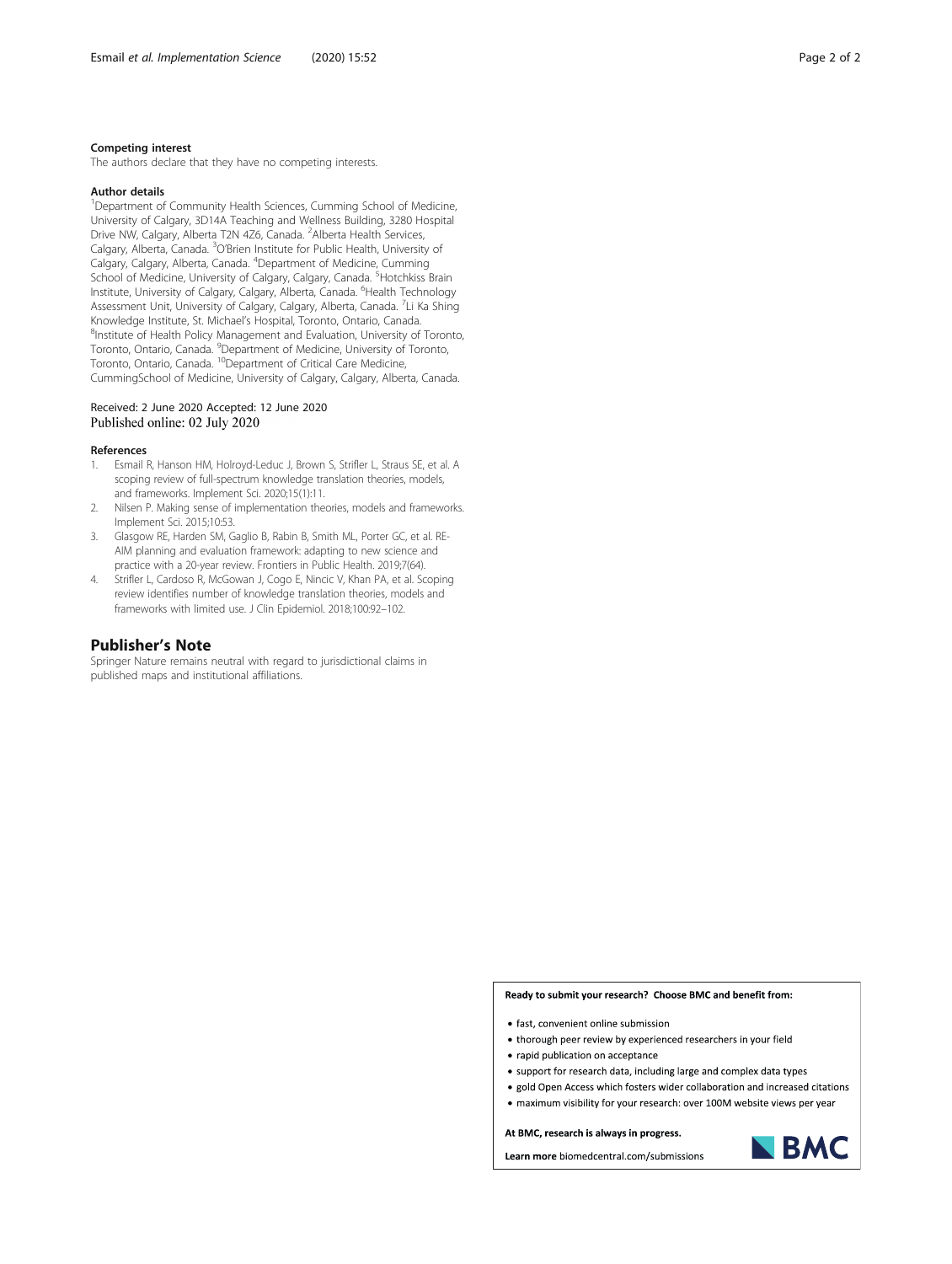### Competing interest

The authors declare that they have no competing interests.

### Author details

[1]Department of Community Health Sciences, Cumming School of Medicine, University of Calgary, 3D14A Teaching and Wellness Building, 3280 Hospital Drive NW, Calgary, Alberta T2N 4Z6, Canada. [2]Alberta Health Services, Calgary, Alberta, Canada. [3]O'Brien Institute for Public Health, University of Calgary, Calgary, Alberta, Canada. [4]Department of Medicine, Cumming School of Medicine, University of Calgary, Calgary, Canada. [5]Hotchkiss Brain Institute, University of Calgary, Calgary, Alberta, Canada. [6]Health Technology Assessment Unit, University of Calgary, Calgary, Alberta, Canada. [7]Li Ka Shing Knowledge Institute, St. Michael's Hospital, Toronto, Ontario, Canada. [8]Institute of Health Policy Management and Evaluation, University of Toronto, Toronto, Ontario, Canada. [9]Department of Medicine, University of Toronto, Toronto, Ontario, Canada. [10]Department of Critical Care Medicine, CummingSchool of Medicine, University of Calgary, Calgary, Alberta, Canada.

Received: 2 June 2020 Accepted: 12 June 2020
Published online: 02 July 2020

### References

1. Esmail R, Hanson HM, Holroyd-Leduc J, Brown S, Strifler L, Straus SE, et al. A scoping review of full-spectrum knowledge translation theories, models, and frameworks. Implement Sci. 2020;15(1):11.
2. Nilsen P. Making sense of implementation theories, models and frameworks. Implement Sci. 2015;10:53.
3. Glasgow RE, Harden SM, Gaglio B, Rabin B, Smith ML, Porter GC, et al. RE-AIM planning and evaluation framework: adapting to new science and practice with a 20-year review. Frontiers in Public Health. 2019;7(64).
4. Strifler L, Cardoso R, McGowan J, Cogo E, Nincic V, Khan PA, et al. Scoping review identifies number of knowledge translation theories, models and frameworks with limited use. J Clin Epidemiol. 2018;100:92–102.

## Publisher's Note

Springer Nature remains neutral with regard to jurisdictional claims in published maps and institutional affiliations.

**Ready to submit your research? Choose BMC and benefit from:**

- fast, convenient online submission
- thorough peer review by experienced researchers in your field
- rapid publication on acceptance
- support for research data, including large and complex data types
- gold Open Access which fosters wider collaboration and increased citations
- maximum visibility for your research: over 100M website views per year

**At BMC, research is always in progress.**

**Learn more** biomedcentral.com/submissions

BMC